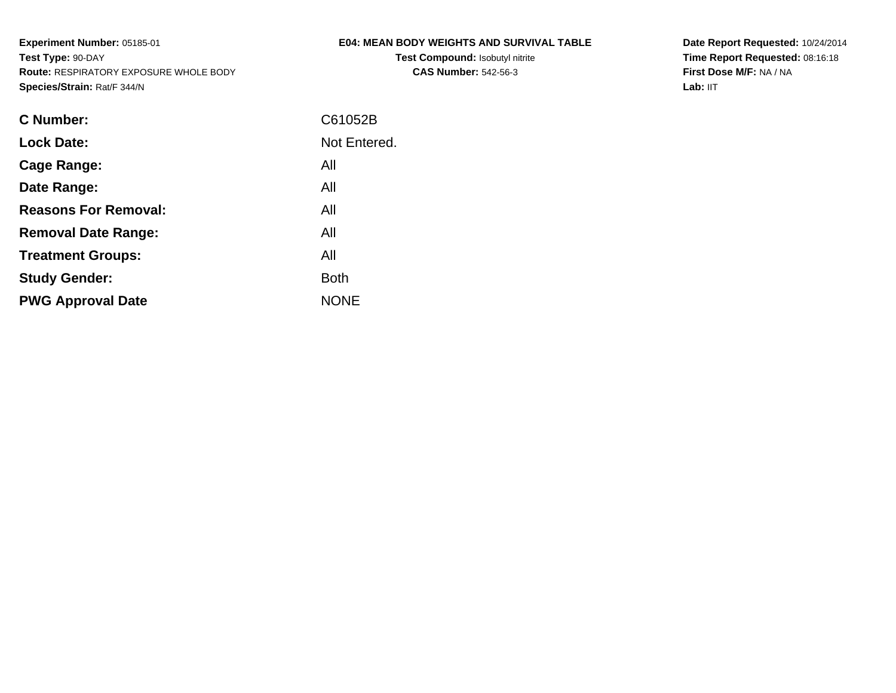**Experiment Number:** 05185-01
**Test Type:** 90-DAY
**Route:** RESPIRATORY EXPOSURE WHOLE BODY
**Species/Strain:** Rat/F 344/N

**E04: MEAN BODY WEIGHTS AND SURVIVAL TABLE**
**Test Compound:** Isobutyl nitrite
**CAS Number:** 542-56-3

**Date Report Requested:** 10/24/2014
**Time Report Requested:** 08:16:18
**First Dose M/F:** NA / NA
**Lab:** IIT

| | |
|---|---|
| **C Number:** | C61052B |
| **Lock Date:** | Not Entered. |
| **Cage Range:** | All |
| **Date Range:** | All |
| **Reasons For Removal:** | All |
| **Removal Date Range:** | All |
| **Treatment Groups:** | All |
| **Study Gender:** | Both |
| **PWG Approval Date** | NONE |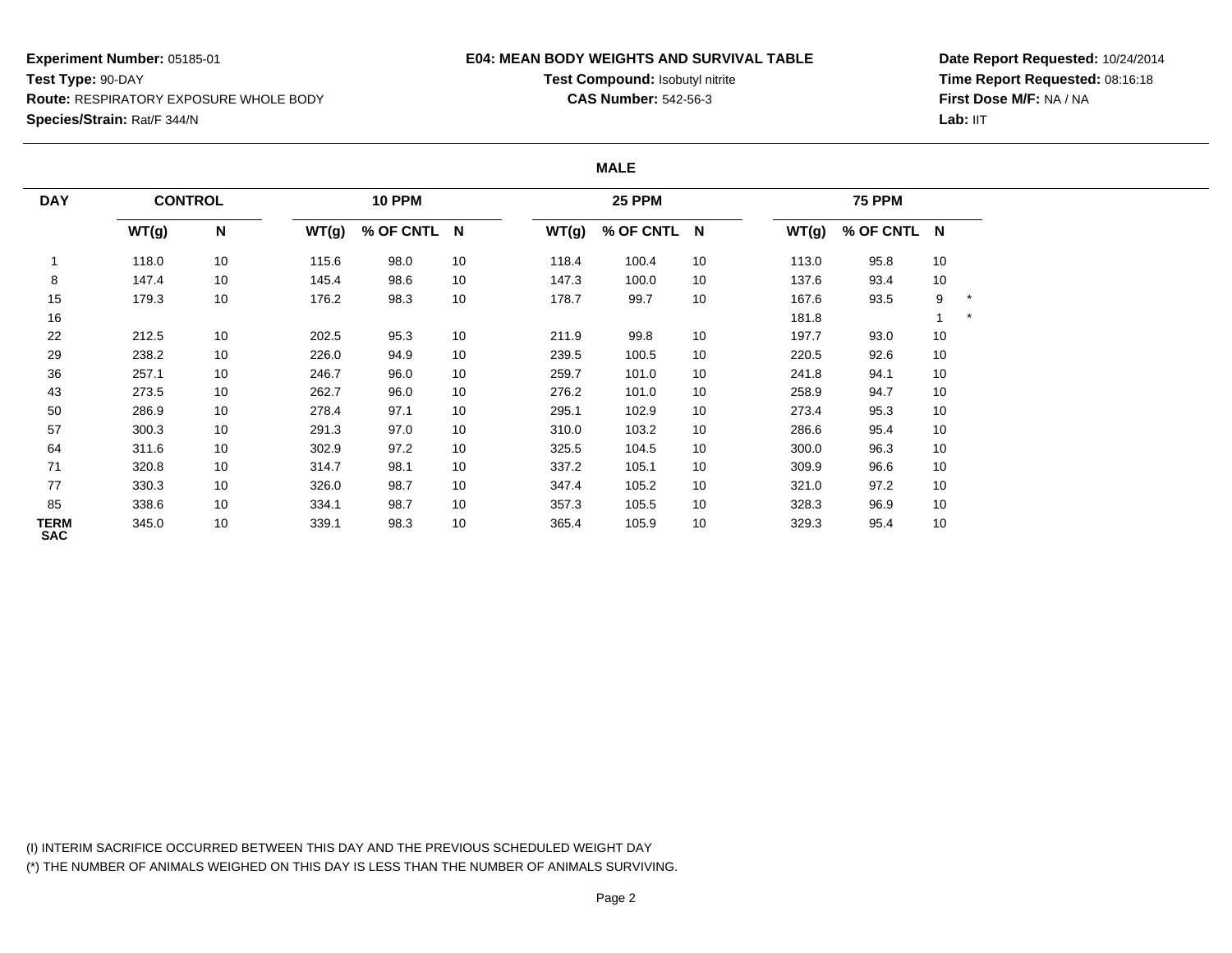**Experiment Number:** 05185-01
**Test Type:** 90-DAY
**Route:** RESPIRATORY EXPOSURE WHOLE BODY
**Species/Strain:** Rat/F 344/N

**E04: MEAN BODY WEIGHTS AND SURVIVAL TABLE**
**Test Compound:** Isobutyl nitrite
**CAS Number:** 542-56-3

**Date Report Requested:** 10/24/2014
**Time Report Requested:** 08:16:18
**First Dose M/F:** NA / NA
**Lab:** IIT

**MALE**

| DAY | CONTROL | | 10 PPM | | | 25 PPM | | | 75 PPM | | | |
|---|---|---|---|---|---|---|---|---|---|---|---|---|
| | WT(g) | N | WT(g) | % OF CNTL | N | WT(g) | % OF CNTL | N | WT(g) | % OF CNTL | N | |
| 1 | 118.0 | 10 | 115.6 | 98.0 | 10 | 118.4 | 100.4 | 10 | 113.0 | 95.8 | 10 | |
| 8 | 147.4 | 10 | 145.4 | 98.6 | 10 | 147.3 | 100.0 | 10 | 137.6 | 93.4 | 10 | |
| 15 | 179.3 | 10 | 176.2 | 98.3 | 10 | 178.7 | 99.7 | 10 | 167.6 | 93.5 | 9 | * |
| 16 | | | | | | | | | 181.8 | | 1 | * |
| 22 | 212.5 | 10 | 202.5 | 95.3 | 10 | 211.9 | 99.8 | 10 | 197.7 | 93.0 | 10 | |
| 29 | 238.2 | 10 | 226.0 | 94.9 | 10 | 239.5 | 100.5 | 10 | 220.5 | 92.6 | 10 | |
| 36 | 257.1 | 10 | 246.7 | 96.0 | 10 | 259.7 | 101.0 | 10 | 241.8 | 94.1 | 10 | |
| 43 | 273.5 | 10 | 262.7 | 96.0 | 10 | 276.2 | 101.0 | 10 | 258.9 | 94.7 | 10 | |
| 50 | 286.9 | 10 | 278.4 | 97.1 | 10 | 295.1 | 102.9 | 10 | 273.4 | 95.3 | 10 | |
| 57 | 300.3 | 10 | 291.3 | 97.0 | 10 | 310.0 | 103.2 | 10 | 286.6 | 95.4 | 10 | |
| 64 | 311.6 | 10 | 302.9 | 97.2 | 10 | 325.5 | 104.5 | 10 | 300.0 | 96.3 | 10 | |
| 71 | 320.8 | 10 | 314.7 | 98.1 | 10 | 337.2 | 105.1 | 10 | 309.9 | 96.6 | 10 | |
| 77 | 330.3 | 10 | 326.0 | 98.7 | 10 | 347.4 | 105.2 | 10 | 321.0 | 97.2 | 10 | |
| 85 | 338.6 | 10 | 334.1 | 98.7 | 10 | 357.3 | 105.5 | 10 | 328.3 | 96.9 | 10 | |
| TERM SAC | 345.0 | 10 | 339.1 | 98.3 | 10 | 365.4 | 105.9 | 10 | 329.3 | 95.4 | 10 | |

(I) INTERIM SACRIFICE OCCURRED BETWEEN THIS DAY AND THE PREVIOUS SCHEDULED WEIGHT DAY
(*) THE NUMBER OF ANIMALS WEIGHED ON THIS DAY IS LESS THAN THE NUMBER OF ANIMALS SURVIVING.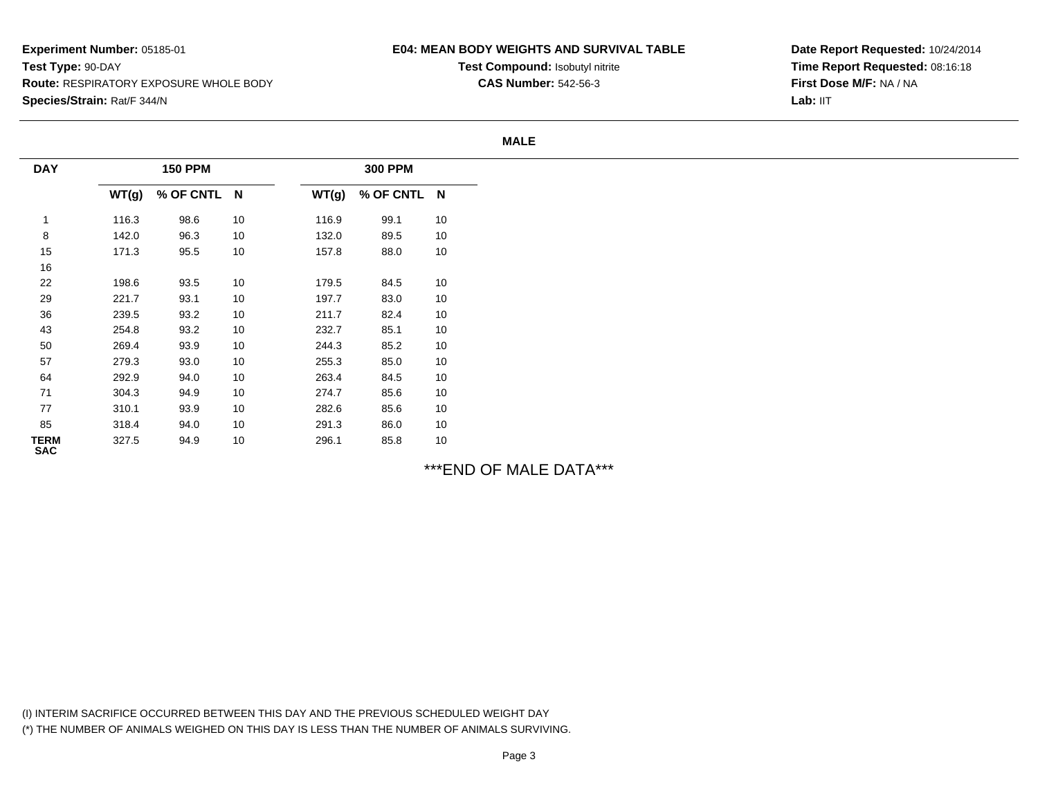**Experiment Number:** 05185-01
**Test Type:** 90-DAY
**Route:** RESPIRATORY EXPOSURE WHOLE BODY
**Species/Strain:** Rat/F 344/N

**E04: MEAN BODY WEIGHTS AND SURVIVAL TABLE**
**Test Compound:** Isobutyl nitrite
**CAS Number:** 542-56-3

**Date Report Requested:** 10/24/2014
**Time Report Requested:** 08:16:18
**First Dose M/F:** NA / NA
**Lab:** IIT

**MALE**

| DAY | 150 PPM | | | 300 PPM | | |
|---|---|---|---|---|---|---|
| | WT(g) | % OF CNTL | N | WT(g) | % OF CNTL | N |
| 1 | 116.3 | 98.6 | 10 | 116.9 | 99.1 | 10 |
| 8 | 142.0 | 96.3 | 10 | 132.0 | 89.5 | 10 |
| 15 | 171.3 | 95.5 | 10 | 157.8 | 88.0 | 10 |
| 16 | | | | | | |
| 22 | 198.6 | 93.5 | 10 | 179.5 | 84.5 | 10 |
| 29 | 221.7 | 93.1 | 10 | 197.7 | 83.0 | 10 |
| 36 | 239.5 | 93.2 | 10 | 211.7 | 82.4 | 10 |
| 43 | 254.8 | 93.2 | 10 | 232.7 | 85.1 | 10 |
| 50 | 269.4 | 93.9 | 10 | 244.3 | 85.2 | 10 |
| 57 | 279.3 | 93.0 | 10 | 255.3 | 85.0 | 10 |
| 64 | 292.9 | 94.0 | 10 | 263.4 | 84.5 | 10 |
| 71 | 304.3 | 94.9 | 10 | 274.7 | 85.6 | 10 |
| 77 | 310.1 | 93.9 | 10 | 282.6 | 85.6 | 10 |
| 85 | 318.4 | 94.0 | 10 | 291.3 | 86.0 | 10 |
| TERM SAC | 327.5 | 94.9 | 10 | 296.1 | 85.8 | 10 |

***END OF MALE DATA***

(I) INTERIM SACRIFICE OCCURRED BETWEEN THIS DAY AND THE PREVIOUS SCHEDULED WEIGHT DAY
(*) THE NUMBER OF ANIMALS WEIGHED ON THIS DAY IS LESS THAN THE NUMBER OF ANIMALS SURVIVING.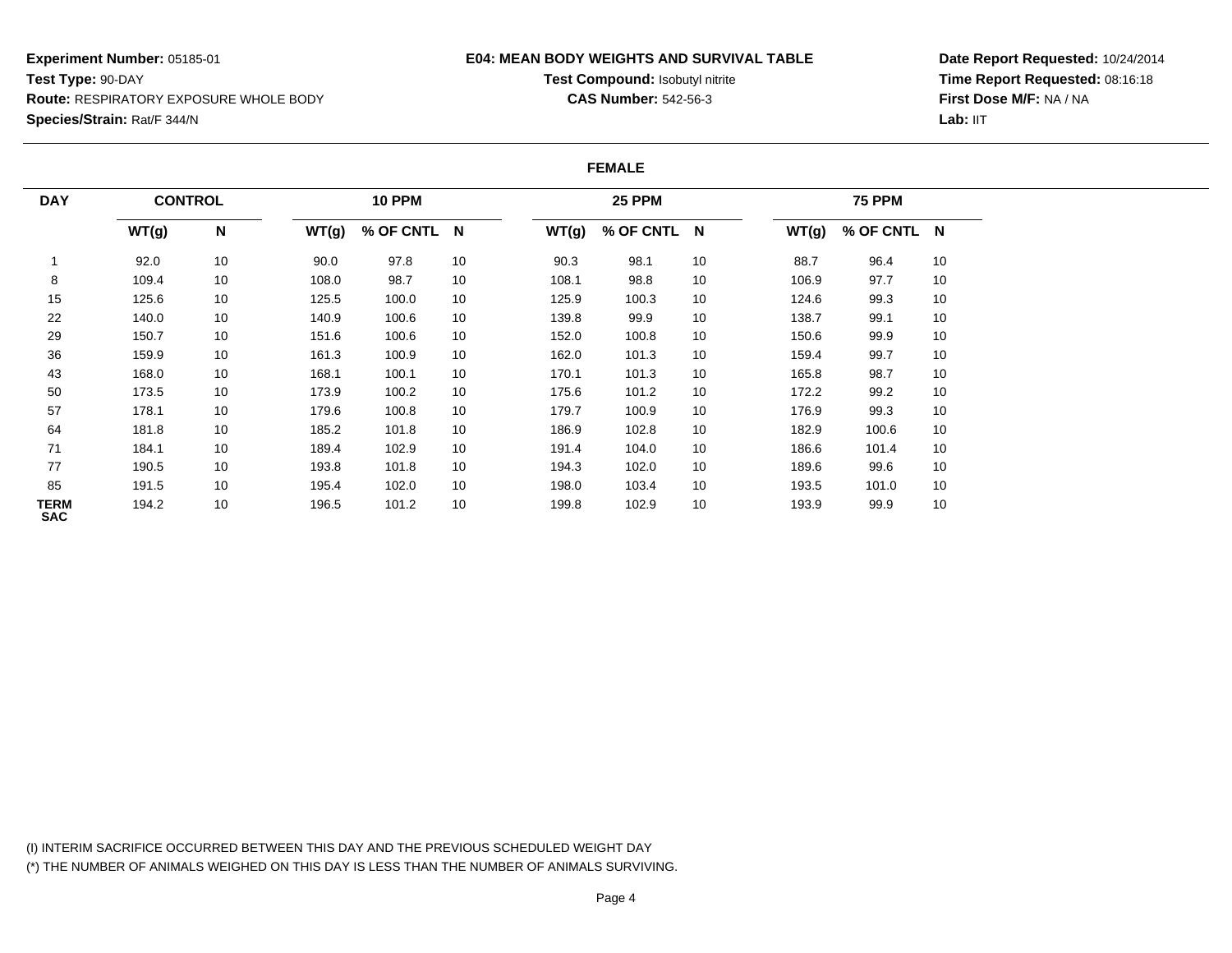**Experiment Number:** 05185-01
**Test Type:** 90-DAY
**Route:** RESPIRATORY EXPOSURE WHOLE BODY
**Species/Strain:** Rat/F 344/N

**E04: MEAN BODY WEIGHTS AND SURVIVAL TABLE**
**Test Compound:** Isobutyl nitrite
**CAS Number:** 542-56-3

**Date Report Requested:** 10/24/2014
**Time Report Requested:** 08:16:18
**First Dose M/F:** NA / NA
**Lab:** IIT

**FEMALE**

| DAY | CONTROL | | 10 PPM | | | 25 PPM | | | 75 PPM | | |
|---|---|---|---|---|---|---|---|---|---|---|---|
| | WT(g) | N | WT(g) | % OF CNTL | N | WT(g) | % OF CNTL | N | WT(g) | % OF CNTL | N |
| 1 | 92.0 | 10 | 90.0 | 97.8 | 10 | 90.3 | 98.1 | 10 | 88.7 | 96.4 | 10 |
| 8 | 109.4 | 10 | 108.0 | 98.7 | 10 | 108.1 | 98.8 | 10 | 106.9 | 97.7 | 10 |
| 15 | 125.6 | 10 | 125.5 | 100.0 | 10 | 125.9 | 100.3 | 10 | 124.6 | 99.3 | 10 |
| 22 | 140.0 | 10 | 140.9 | 100.6 | 10 | 139.8 | 99.9 | 10 | 138.7 | 99.1 | 10 |
| 29 | 150.7 | 10 | 151.6 | 100.6 | 10 | 152.0 | 100.8 | 10 | 150.6 | 99.9 | 10 |
| 36 | 159.9 | 10 | 161.3 | 100.9 | 10 | 162.0 | 101.3 | 10 | 159.4 | 99.7 | 10 |
| 43 | 168.0 | 10 | 168.1 | 100.1 | 10 | 170.1 | 101.3 | 10 | 165.8 | 98.7 | 10 |
| 50 | 173.5 | 10 | 173.9 | 100.2 | 10 | 175.6 | 101.2 | 10 | 172.2 | 99.2 | 10 |
| 57 | 178.1 | 10 | 179.6 | 100.8 | 10 | 179.7 | 100.9 | 10 | 176.9 | 99.3 | 10 |
| 64 | 181.8 | 10 | 185.2 | 101.8 | 10 | 186.9 | 102.8 | 10 | 182.9 | 100.6 | 10 |
| 71 | 184.1 | 10 | 189.4 | 102.9 | 10 | 191.4 | 104.0 | 10 | 186.6 | 101.4 | 10 |
| 77 | 190.5 | 10 | 193.8 | 101.8 | 10 | 194.3 | 102.0 | 10 | 189.6 | 99.6 | 10 |
| 85 | 191.5 | 10 | 195.4 | 102.0 | 10 | 198.0 | 103.4 | 10 | 193.5 | 101.0 | 10 |
| TERM SAC | 194.2 | 10 | 196.5 | 101.2 | 10 | 199.8 | 102.9 | 10 | 193.9 | 99.9 | 10 |

(I) INTERIM SACRIFICE OCCURRED BETWEEN THIS DAY AND THE PREVIOUS SCHEDULED WEIGHT DAY
(*) THE NUMBER OF ANIMALS WEIGHED ON THIS DAY IS LESS THAN THE NUMBER OF ANIMALS SURVIVING.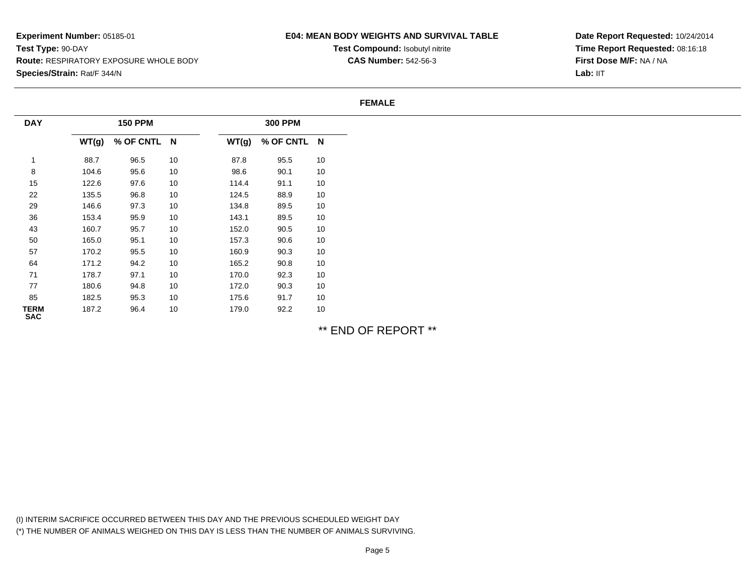**Experiment Number:** 05185-01
**Test Type:** 90-DAY
**Route:** RESPIRATORY EXPOSURE WHOLE BODY
**Species/Strain:** Rat/F 344/N

**E04: MEAN BODY WEIGHTS AND SURVIVAL TABLE**
**Test Compound:** Isobutyl nitrite
**CAS Number:** 542-56-3

**Date Report Requested:** 10/24/2014
**Time Report Requested:** 08:16:18
**First Dose M/F:** NA / NA
**Lab:** IIT

**FEMALE**

| DAY | 150 PPM | | | 300 PPM | | |
|---|---|---|---|---|---|---|
| | WT(g) | % OF CNTL | N | WT(g) | % OF CNTL | N |
| 1 | 88.7 | 96.5 | 10 | 87.8 | 95.5 | 10 |
| 8 | 104.6 | 95.6 | 10 | 98.6 | 90.1 | 10 |
| 15 | 122.6 | 97.6 | 10 | 114.4 | 91.1 | 10 |
| 22 | 135.5 | 96.8 | 10 | 124.5 | 88.9 | 10 |
| 29 | 146.6 | 97.3 | 10 | 134.8 | 89.5 | 10 |
| 36 | 153.4 | 95.9 | 10 | 143.1 | 89.5 | 10 |
| 43 | 160.7 | 95.7 | 10 | 152.0 | 90.5 | 10 |
| 50 | 165.0 | 95.1 | 10 | 157.3 | 90.6 | 10 |
| 57 | 170.2 | 95.5 | 10 | 160.9 | 90.3 | 10 |
| 64 | 171.2 | 94.2 | 10 | 165.2 | 90.8 | 10 |
| 71 | 178.7 | 97.1 | 10 | 170.0 | 92.3 | 10 |
| 77 | 180.6 | 94.8 | 10 | 172.0 | 90.3 | 10 |
| 85 | 182.5 | 95.3 | 10 | 175.6 | 91.7 | 10 |
| TERM SAC | 187.2 | 96.4 | 10 | 179.0 | 92.2 | 10 |

** END OF REPORT **

(I) INTERIM SACRIFICE OCCURRED BETWEEN THIS DAY AND THE PREVIOUS SCHEDULED WEIGHT DAY
(*) THE NUMBER OF ANIMALS WEIGHED ON THIS DAY IS LESS THAN THE NUMBER OF ANIMALS SURVIVING.